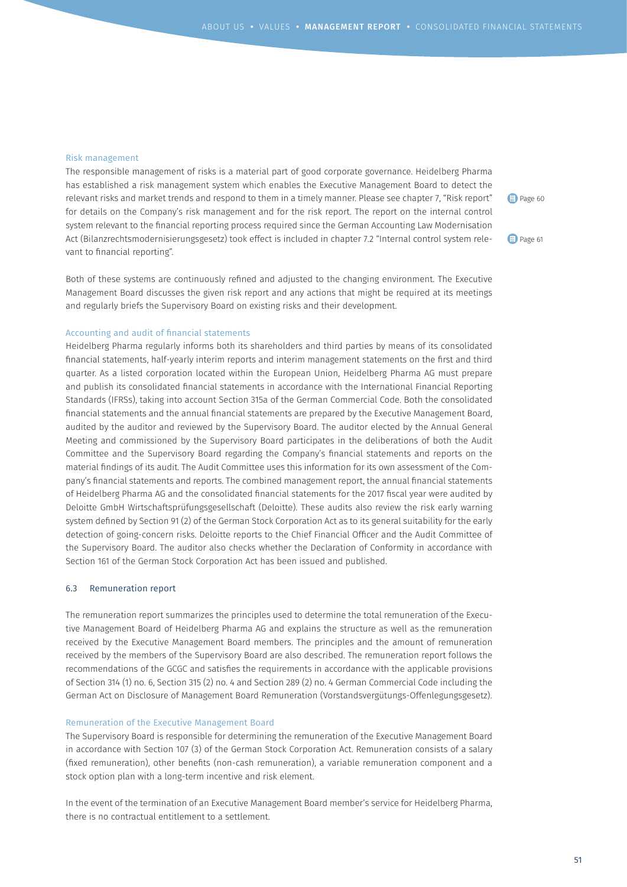### Risk management

The responsible management of risks is a material part of good corporate governance. Heidelberg Pharma has established a risk management system which enables the Executive Management Board to detect the relevant risks and market trends and respond to them in a timely manner. Please see chapter 7, "Risk report" for details on the Company's risk management and for the risk report. The report on the internal control system relevant to the financial reporting process required since the German Accounting Law Modernisation Act (Bilanzrechtsmodernisierungsgesetz) took effect is included in chapter 7.2 "Internal control system relevant to financial reporting".

Page 60

Page 61

Both of these systems are continuously refined and adjusted to the changing environment. The Executive Management Board discusses the given risk report and any actions that might be required at its meetings and regularly briefs the Supervisory Board on existing risks and their development.

### Accounting and audit of financial statements

Heidelberg Pharma regularly informs both its shareholders and third parties by means of its consolidated financial statements, half-yearly interim reports and interim management statements on the first and third quarter. As a listed corporation located within the European Union, Heidelberg Pharma AG must prepare and publish its consolidated financial statements in accordance with the International Financial Reporting Standards (IFRSs), taking into account Section 315a of the German Commercial Code. Both the consolidated financial statements and the annual financial statements are prepared by the Executive Management Board, audited by the auditor and reviewed by the Supervisory Board. The auditor elected by the Annual General Meeting and commissioned by the Supervisory Board participates in the deliberations of both the Audit Committee and the Supervisory Board regarding the Company's financial statements and reports on the material findings of its audit. The Audit Committee uses this information for its own assessment of the Company's financial statements and reports. The combined management report, the annual financial statements of Heidelberg Pharma AG and the consolidated financial statements for the 2017 fiscal year were audited by Deloitte GmbH Wirtschaftsprüfungsgesellschaft (Deloitte). These audits also review the risk early warning system defined by Section 91 (2) of the German Stock Corporation Act as to its general suitability for the early detection of going-concern risks. Deloitte reports to the Chief Financial Officer and the Audit Committee of the Supervisory Board. The auditor also checks whether the Declaration of Conformity in accordance with Section 161 of the German Stock Corporation Act has been issued and published.

## 6.3 Remuneration report

The remuneration report summarizes the principles used to determine the total remuneration of the Executive Management Board of Heidelberg Pharma AG and explains the structure as well as the remuneration received by the Executive Management Board members. The principles and the amount of remuneration received by the members of the Supervisory Board are also described. The remuneration report follows the recommendations of the GCGC and satisfies the requirements in accordance with the applicable provisions of Section 314 (1) no. 6, Section 315 (2) no. 4 and Section 289 (2) no. 4 German Commercial Code including the German Act on Disclosure of Management Board Remuneration (Vorstandsvergütungs-Offenlegungsgesetz).

### Remuneration of the Executive Management Board

The Supervisory Board is responsible for determining the remuneration of the Executive Management Board in accordance with Section 107 (3) of the German Stock Corporation Act. Remuneration consists of a salary (fixed remuneration), other benefits (non-cash remuneration), a variable remuneration component and a stock option plan with a long-term incentive and risk element.

In the event of the termination of an Executive Management Board member's service for Heidelberg Pharma, there is no contractual entitlement to a settlement.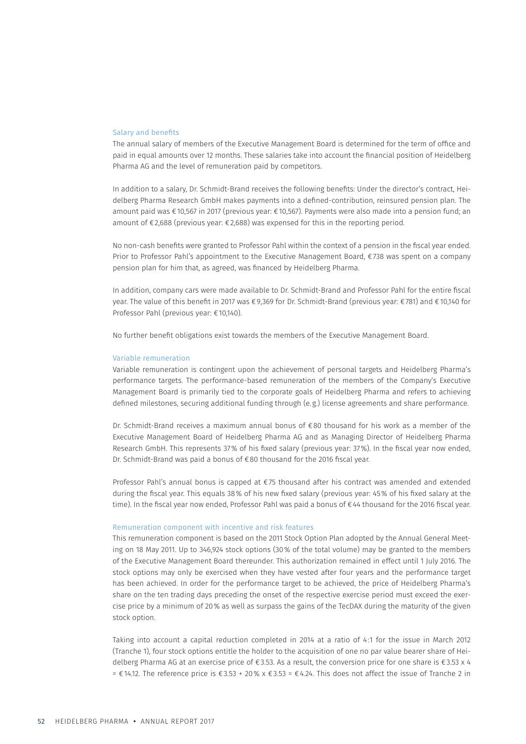### Salary and benefits

The annual salary of members of the Executive Management Board is determined for the term of office and paid in equal amounts over 12 months. These salaries take into account the financial position of Heidelberg Pharma AG and the level of remuneration paid by competitors.

In addition to a salary, Dr. Schmidt-Brand receives the following benefits: Under the director's contract, Heidelberg Pharma Research GmbH makes payments into a defined-contribution, reinsured pension plan. The amount paid was €10,567 in 2017 (previous year: €10,567). Payments were also made into a pension fund; an amount of €2,688 (previous year: €2,688) was expensed for this in the reporting period.

No non-cash benefits were granted to Professor Pahl within the context of a pension in the fiscal year ended. Prior to Professor Pahl's appointment to the Executive Management Board, €738 was spent on a company pension plan for him that, as agreed, was financed by Heidelberg Pharma.

In addition, company cars were made available to Dr. Schmidt-Brand and Professor Pahl for the entire fiscal year. The value of this benefit in 2017 was €9,369 for Dr. Schmidt-Brand (previous year: €781) and €10,140 for Professor Pahl (previous year: €10,140).

No further benefit obligations exist towards the members of the Executive Management Board.

### Variable remuneration

Variable remuneration is contingent upon the achievement of personal targets and Heidelberg Pharma's performance targets. The performance-based remuneration of the members of the Company's Executive Management Board is primarily tied to the corporate goals of Heidelberg Pharma and refers to achieving defined milestones, securing additional funding through (e.g.) license agreements and share performance.

Dr. Schmidt-Brand receives a maximum annual bonus of €80 thousand for his work as a member of the Executive Management Board of Heidelberg Pharma AG and as Managing Director of Heidelberg Pharma Research GmbH. This represents 37% of his fixed salary (previous year: 37%). In the fiscal year now ended, Dr. Schmidt-Brand was paid a bonus of €80 thousand for the 2016 fiscal year.

Professor Pahl's annual bonus is capped at €75 thousand after his contract was amended and extended during the fiscal year. This equals 38% of his new fixed salary (previous year: 45% of his fixed salary at the time). In the fiscal year now ended, Professor Pahl was paid a bonus of €44 thousand for the 2016 fiscal year.

### Remuneration component with incentive and risk features

This remuneration component is based on the 2011 Stock Option Plan adopted by the Annual General Meeting on 18 May 2011. Up to 346,924 stock options (30% of the total volume) may be granted to the members of the Executive Management Board thereunder. This authorization remained in effect until 1 July 2016. The stock options may only be exercised when they have vested after four years and the performance target has been achieved. In order for the performance target to be achieved, the price of Heidelberg Pharma's share on the ten trading days preceding the onset of the respective exercise period must exceed the exercise price by a minimum of 20% as well as surpass the gains of the TecDAX during the maturity of the given stock option.

Taking into account a capital reduction completed in 2014 at a ratio of 4:1 for the issue in March 2012 (Tranche 1), four stock options entitle the holder to the acquisition of one no par value bearer share of Heidelberg Pharma AG at an exercise price of €3.53. As a result, the conversion price for one share is €3.53 x 4 = €14.12. The reference price is €3.53 + 20% x €3.53 = €4.24. This does not affect the issue of Tranche 2 in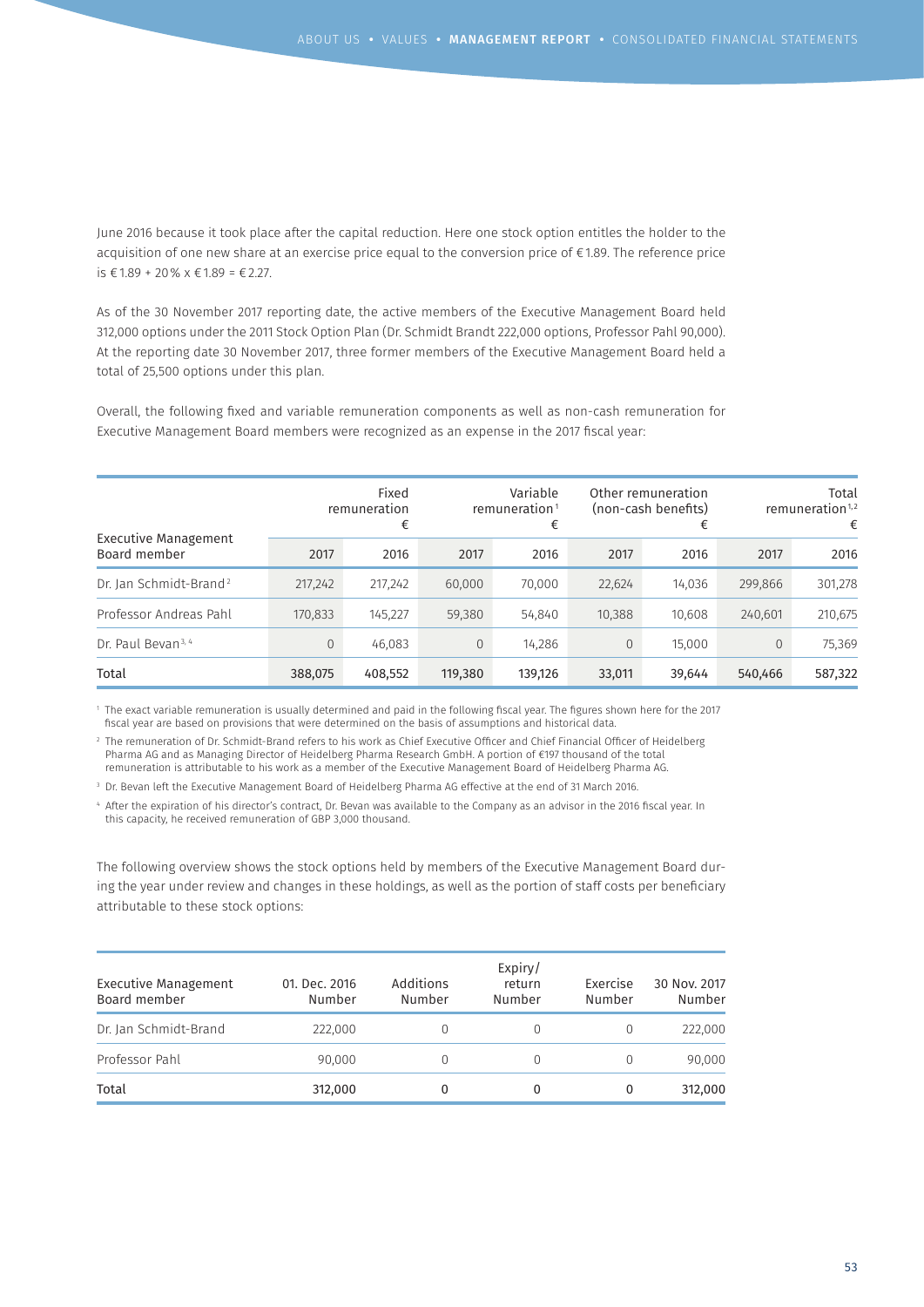June 2016 because it took place after the capital reduction. Here one stock option entitles the holder to the acquisition of one new share at an exercise price equal to the conversion price of € 1.89. The reference price is € 1.89 + 20 % x € 1.89 = € 2.27.

As of the 30 November 2017 reporting date, the active members of the Executive Management Board held 312,000 options under the 2011 Stock Option Plan (Dr. Schmidt Brandt 222,000 options, Professor Pahl 90,000). At the reporting date 30 November 2017, three former members of the Executive Management Board held a total of 25,500 options under this plan.

Overall, the following fixed and variable remuneration components as well as non-cash remuneration for Executive Management Board members were recognized as an expense in the 2017 fiscal year:

| Executive Management Board member | Fixed remuneration € | | Variable remuneration[1] € | | Other remuneration (non-cash benefits) € | | Total remuneration[1,2] € | |
|---|---|---|---|---|---|---|---|---|
| | 2017 | 2016 | 2017 | 2016 | 2017 | 2016 | 2017 | 2016 |
| Dr. Jan Schmidt-Brand[2] | 217,242 | 217,242 | 60,000 | 70,000 | 22,624 | 14,036 | 299,866 | 301,278 |
| Professor Andreas Pahl | 170,833 | 145,227 | 59,380 | 54,840 | 10,388 | 10,608 | 240,601 | 210,675 |
| Dr. Paul Bevan[3,4] | 0 | 46,083 | 0 | 14,286 | 0 | 15,000 | 0 | 75,369 |
| Total | 388,075 | 408,552 | 119,380 | 139,126 | 33,011 | 39,644 | 540,466 | 587,322 |

[1] The exact variable remuneration is usually determined and paid in the following fiscal year. The figures shown here for the 2017 fiscal year are based on provisions that were determined on the basis of assumptions and historical data.

[2] The remuneration of Dr. Schmidt-Brand refers to his work as Chief Executive Officer and Chief Financial Officer of Heidelberg Pharma AG and as Managing Director of Heidelberg Pharma Research GmbH. A portion of €197 thousand of the total remuneration is attributable to his work as a member of the Executive Management Board of Heidelberg Pharma AG.

[3] Dr. Bevan left the Executive Management Board of Heidelberg Pharma AG effective at the end of 31 March 2016.

[4] After the expiration of his director's contract, Dr. Bevan was available to the Company as an advisor in the 2016 fiscal year. In this capacity, he received remuneration of GBP 3,000 thousand.

The following overview shows the stock options held by members of the Executive Management Board during the year under review and changes in these holdings, as well as the portion of staff costs per beneficiary attributable to these stock options:

| Executive Management Board member | 01. Dec. 2016 Number | Additions Number | Expiry/ return Number | Exercise Number | 30 Nov. 2017 Number |
|---|---|---|---|---|---|
| Dr. Jan Schmidt-Brand | 222,000 | 0 | 0 | 0 | 222,000 |
| Professor Pahl | 90,000 | 0 | 0 | 0 | 90,000 |
| Total | 312,000 | 0 | 0 | 0 | 312,000 |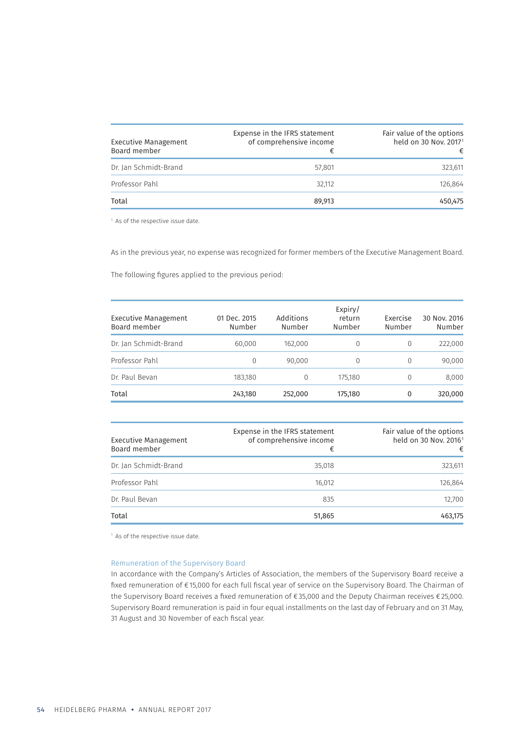| Executive Management Board member | Expense in the IFRS statement of comprehensive income € | Fair value of the options held on 30 Nov. 2017[1] € |
|---|---|---|
| Dr. Jan Schmidt-Brand | 57,801 | 323,611 |
| Professor Pahl | 32,112 | 126,864 |
| **Total** | **89,913** | **450,475** |

[1] As of the respective issue date.

As in the previous year, no expense was recognized for former members of the Executive Management Board.

The following figures applied to the previous period:

| Executive Management Board member | 01 Dec. 2015 Number | Additions Number | Expiry/ return Number | Exercise Number | 30 Nov. 2016 Number |
|---|---|---|---|---|---|
| Dr. Jan Schmidt-Brand | 60,000 | 162,000 | 0 | 0 | 222,000 |
| Professor Pahl | 0 | 90,000 | 0 | 0 | 90,000 |
| Dr. Paul Bevan | 183,180 | 0 | 175,180 | 0 | 8,000 |
| **Total** | **243,180** | **252,000** | **175,180** | **0** | **320,000** |

| Executive Management Board member | Expense in the IFRS statement of comprehensive income € | Fair value of the options held on 30 Nov. 2016[1] € |
|---|---|---|
| Dr. Jan Schmidt-Brand | 35,018 | 323,611 |
| Professor Pahl | 16,012 | 126,864 |
| Dr. Paul Bevan | 835 | 12,700 |
| **Total** | **51,865** | **463,175** |

[1] As of the respective issue date.

### Remuneration of the Supervisory Board

In accordance with the Company's Articles of Association, the members of the Supervisory Board receive a fixed remuneration of € 15,000 for each full fiscal year of service on the Supervisory Board. The Chairman of the Supervisory Board receives a fixed remuneration of € 35,000 and the Deputy Chairman receives € 25,000. Supervisory Board remuneration is paid in four equal installments on the last day of February and on 31 May, 31 August and 30 November of each fiscal year.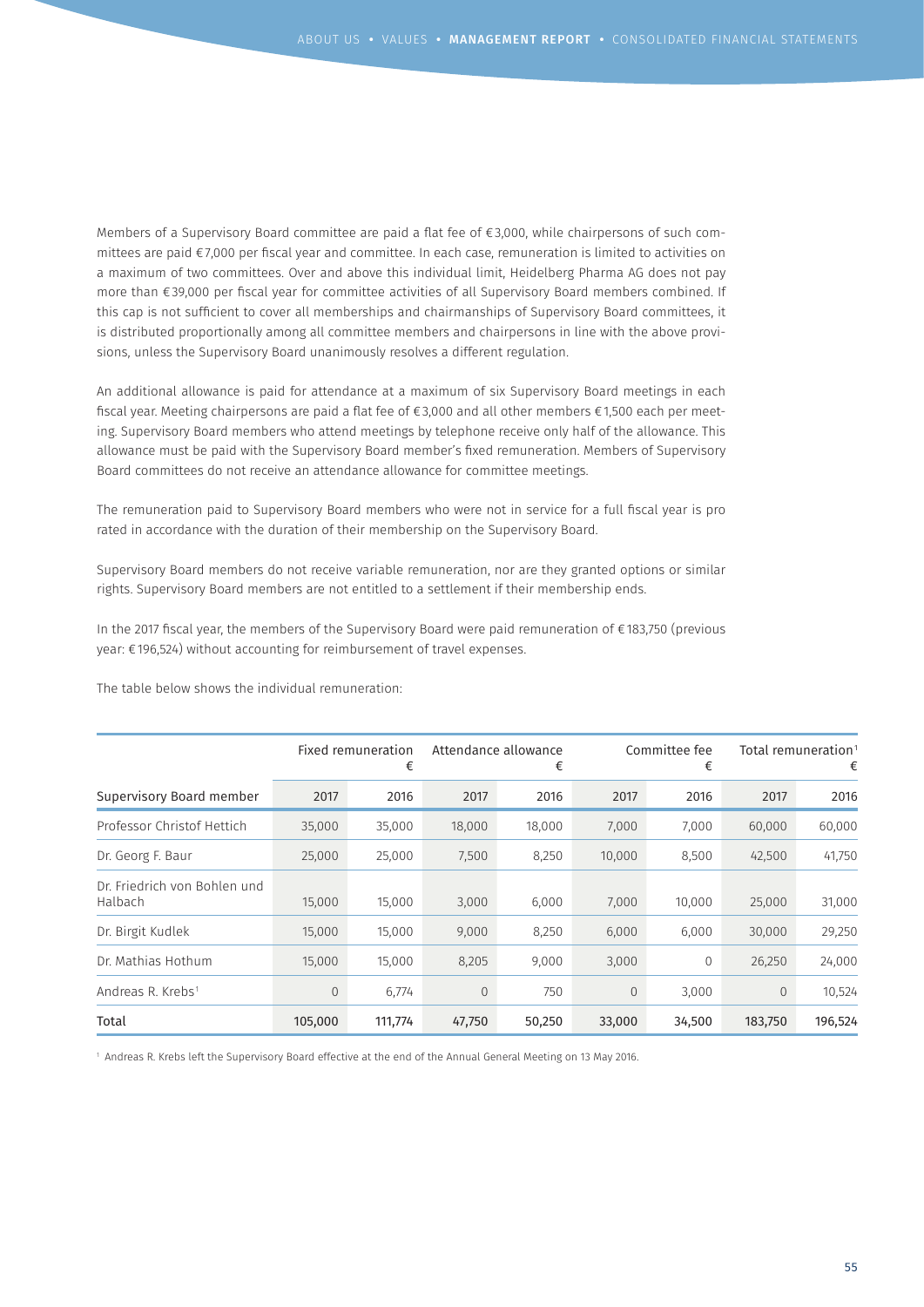Members of a Supervisory Board committee are paid a flat fee of €3,000, while chairpersons of such committees are paid €7,000 per fiscal year and committee. In each case, remuneration is limited to activities on a maximum of two committees. Over and above this individual limit, Heidelberg Pharma AG does not pay more than €39,000 per fiscal year for committee activities of all Supervisory Board members combined. If this cap is not sufficient to cover all memberships and chairmanships of Supervisory Board committees, it is distributed proportionally among all committee members and chairpersons in line with the above provisions, unless the Supervisory Board unanimously resolves a different regulation.

An additional allowance is paid for attendance at a maximum of six Supervisory Board meetings in each fiscal year. Meeting chairpersons are paid a flat fee of €3,000 and all other members €1,500 each per meeting. Supervisory Board members who attend meetings by telephone receive only half of the allowance. This allowance must be paid with the Supervisory Board member's fixed remuneration. Members of Supervisory Board committees do not receive an attendance allowance for committee meetings.

The remuneration paid to Supervisory Board members who were not in service for a full fiscal year is pro rated in accordance with the duration of their membership on the Supervisory Board.

Supervisory Board members do not receive variable remuneration, nor are they granted options or similar rights. Supervisory Board members are not entitled to a settlement if their membership ends.

In the 2017 fiscal year, the members of the Supervisory Board were paid remuneration of €183,750 (previous year: €196,524) without accounting for reimbursement of travel expenses.

The table below shows the individual remuneration:

| | Fixed remuneration € | | Attendance allowance € | | Committee fee € | | Total remuneration[1] € | |
|---|---|---|---|---|---|---|---|---|
| Supervisory Board member | 2017 | 2016 | 2017 | 2016 | 2017 | 2016 | 2017 | 2016 |
| Professor Christof Hettich | 35,000 | 35,000 | 18,000 | 18,000 | 7,000 | 7,000 | 60,000 | 60,000 |
| Dr. Georg F. Baur | 25,000 | 25,000 | 7,500 | 8,250 | 10,000 | 8,500 | 42,500 | 41,750 |
| Dr. Friedrich von Bohlen und Halbach | 15,000 | 15,000 | 3,000 | 6,000 | 7,000 | 10,000 | 25,000 | 31,000 |
| Dr. Birgit Kudlek | 15,000 | 15,000 | 9,000 | 8,250 | 6,000 | 6,000 | 30,000 | 29,250 |
| Dr. Mathias Hothum | 15,000 | 15,000 | 8,205 | 9,000 | 3,000 | 0 | 26,250 | 24,000 |
| Andreas R. Krebs[1] | 0 | 6,774 | 0 | 750 | 0 | 3,000 | 0 | 10,524 |
| Total | 105,000 | 111,774 | 47,750 | 50,250 | 33,000 | 34,500 | 183,750 | 196,524 |

[1] Andreas R. Krebs left the Supervisory Board effective at the end of the Annual General Meeting on 13 May 2016.